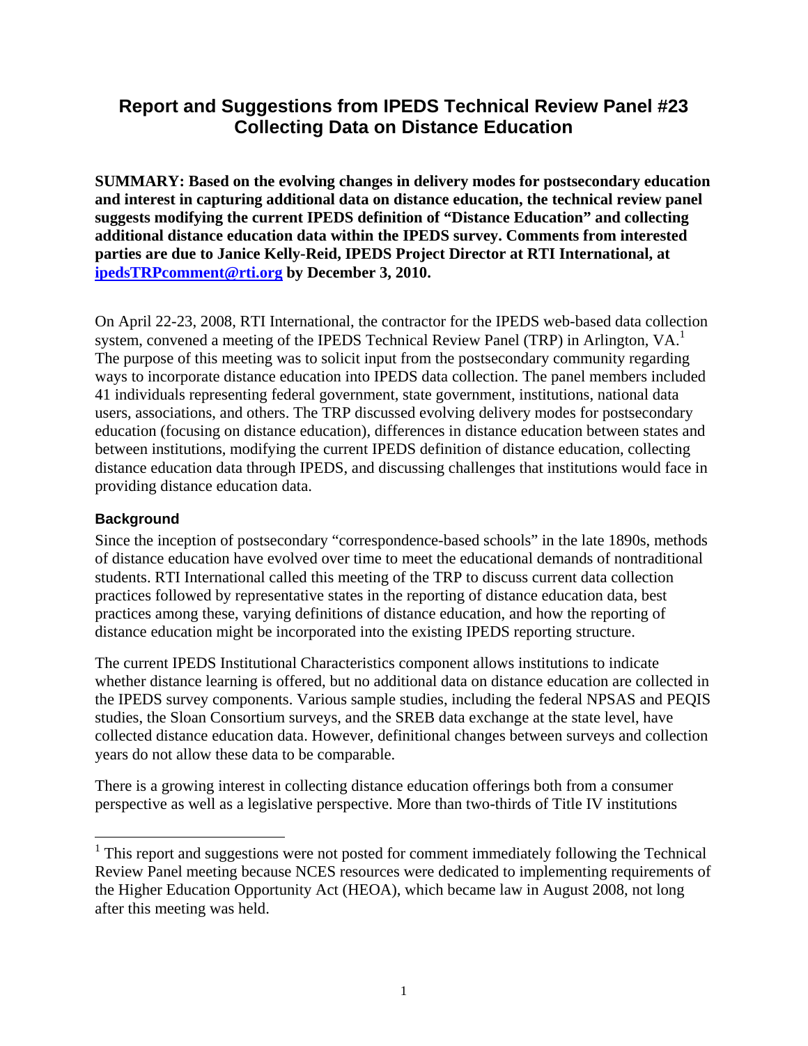# Report and Suggestions from IPEDS Technical Review Panel #23 Collecting Data on Distance Education

**SUMMARY: Based on the evolving changes in delivery modes for postsecondary education and interest in capturing additional data on distance education, the technical review panel suggests modifying the current IPEDS definition of "Distance Education" and collecting additional distance education data within the IPEDS survey. Comments from interested parties are due to Janice Kelly-Reid, IPEDS Project Director at RTI International, at [ipedsTRPcomment@rti.org](mailto:ipedsTRPcomment@rti.org) by December 3, 2010.**

On April 22-23, 2008, RTI International, the contractor for the IPEDS web-based data collection system, convened a meeting of the IPEDS Technical Review Panel (TRP) in Arlington, VA.[1] The purpose of this meeting was to solicit input from the postsecondary community regarding ways to incorporate distance education into IPEDS data collection. The panel members included 41 individuals representing federal government, state government, institutions, national data users, associations, and others. The TRP discussed evolving delivery modes for postsecondary education (focusing on distance education), differences in distance education between states and between institutions, modifying the current IPEDS definition of distance education, collecting distance education data through IPEDS, and discussing challenges that institutions would face in providing distance education data.

### Background

Since the inception of postsecondary "correspondence-based schools" in the late 1890s, methods of distance education have evolved over time to meet the educational demands of nontraditional students. RTI International called this meeting of the TRP to discuss current data collection practices followed by representative states in the reporting of distance education data, best practices among these, varying definitions of distance education, and how the reporting of distance education might be incorporated into the existing IPEDS reporting structure.

The current IPEDS Institutional Characteristics component allows institutions to indicate whether distance learning is offered, but no additional data on distance education are collected in the IPEDS survey components. Various sample studies, including the federal NPSAS and PEQIS studies, the Sloan Consortium surveys, and the SREB data exchange at the state level, have collected distance education data. However, definitional changes between surveys and collection years do not allow these data to be comparable.

There is a growing interest in collecting distance education offerings both from a consumer perspective as well as a legislative perspective. More than two-thirds of Title IV institutions

[1] This report and suggestions were not posted for comment immediately following the Technical Review Panel meeting because NCES resources were dedicated to implementing requirements of the Higher Education Opportunity Act (HEOA), which became law in August 2008, not long after this meeting was held.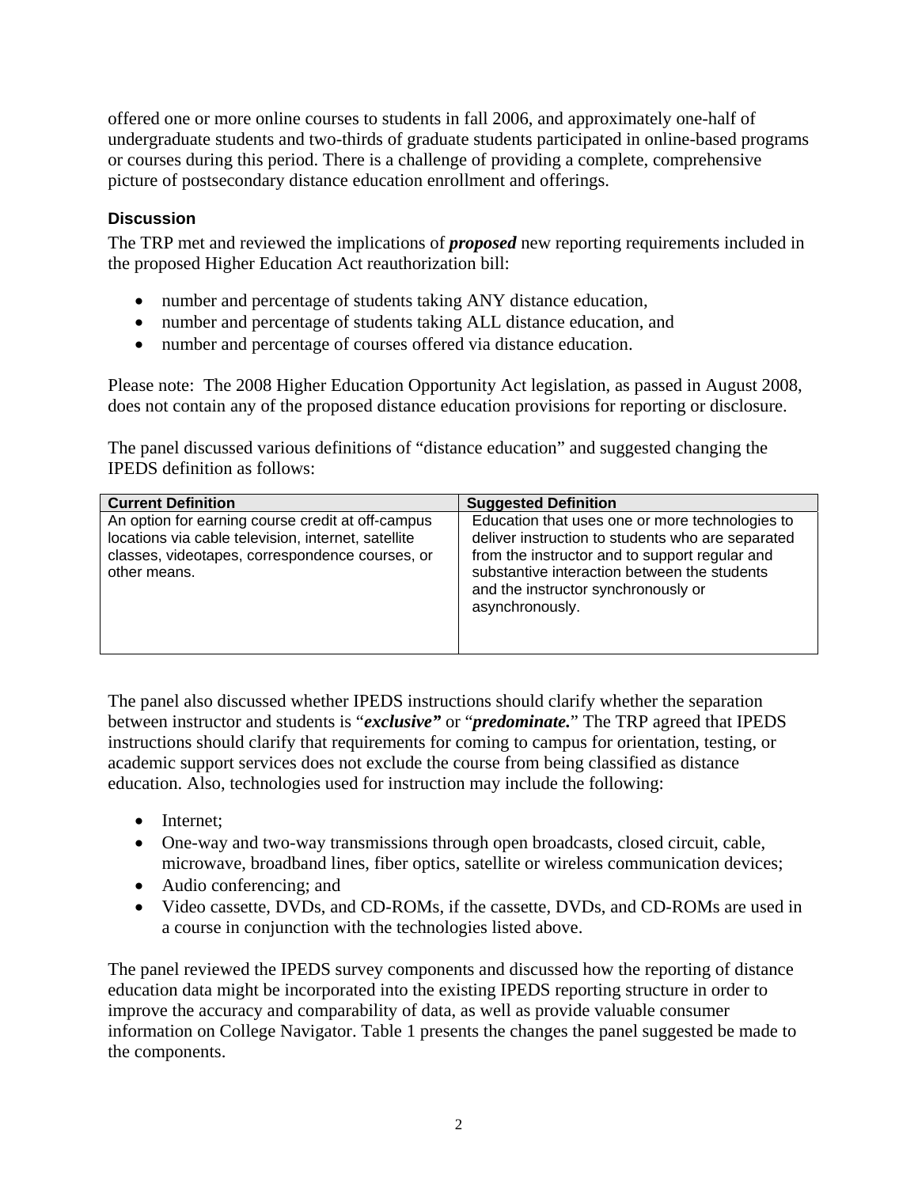offered one or more online courses to students in fall 2006, and approximately one-half of undergraduate students and two-thirds of graduate students participated in online-based programs or courses during this period. There is a challenge of providing a complete, comprehensive picture of postsecondary distance education enrollment and offerings.

### Discussion

The TRP met and reviewed the implications of ***proposed*** new reporting requirements included in the proposed Higher Education Act reauthorization bill:

- number and percentage of students taking ANY distance education,
- number and percentage of students taking ALL distance education, and
- number and percentage of courses offered via distance education.

Please note: The 2008 Higher Education Opportunity Act legislation, as passed in August 2008, does not contain any of the proposed distance education provisions for reporting or disclosure.

The panel discussed various definitions of "distance education" and suggested changing the IPEDS definition as follows:

| Current Definition | Suggested Definition |
| --- | --- |
| An option for earning course credit at off-campus locations via cable television, internet, satellite classes, videotapes, correspondence courses, or other means. | Education that uses one or more technologies to deliver instruction to students who are separated from the instructor and to support regular and substantive interaction between the students and the instructor synchronously or asynchronously. |

The panel also discussed whether IPEDS instructions should clarify whether the separation between instructor and students is "***exclusive"*** or "***predominate.***" The TRP agreed that IPEDS instructions should clarify that requirements for coming to campus for orientation, testing, or academic support services does not exclude the course from being classified as distance education. Also, technologies used for instruction may include the following:

- Internet;
- One-way and two-way transmissions through open broadcasts, closed circuit, cable, microwave, broadband lines, fiber optics, satellite or wireless communication devices;
- Audio conferencing; and
- Video cassette, DVDs, and CD-ROMs, if the cassette, DVDs, and CD-ROMs are used in a course in conjunction with the technologies listed above.

The panel reviewed the IPEDS survey components and discussed how the reporting of distance education data might be incorporated into the existing IPEDS reporting structure in order to improve the accuracy and comparability of data, as well as provide valuable consumer information on College Navigator. Table 1 presents the changes the panel suggested be made to the components.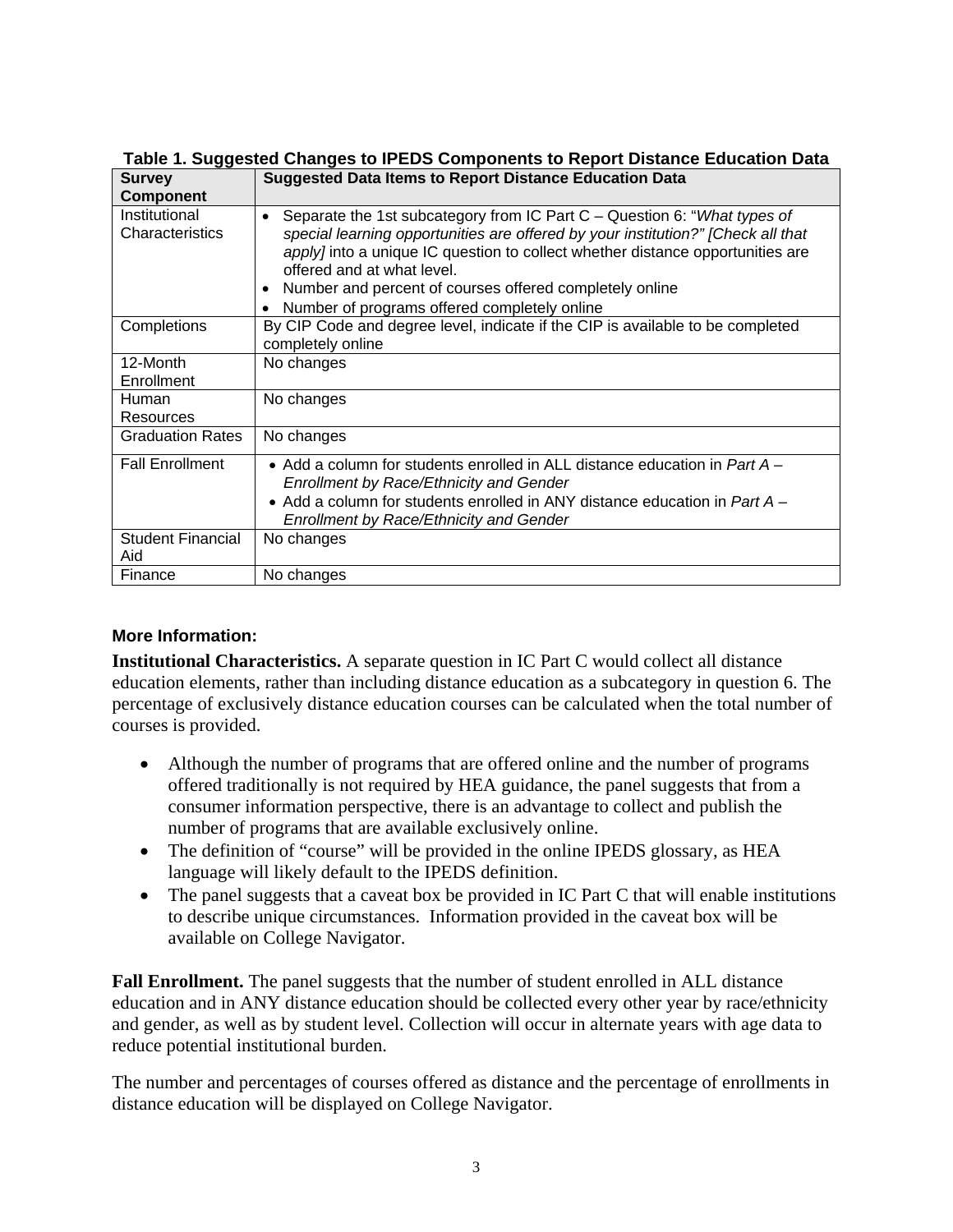**Table 1. Suggested Changes to IPEDS Components to Report Distance Education Data**

| Survey Component | Suggested Data Items to Report Distance Education Data |
|---|---|
| Institutional Characteristics | • Separate the 1st subcategory from IC Part C – Question 6: "*What types of special learning opportunities are offered by your institution?" [Check all that apply]* into a unique IC question to collect whether distance opportunities are offered and at what level. <br> • Number and percent of courses offered completely online <br> • Number of programs offered completely online |
| Completions | By CIP Code and degree level, indicate if the CIP is available to be completed completely online |
| 12-Month Enrollment | No changes |
| Human Resources | No changes |
| Graduation Rates | No changes |
| Fall Enrollment | • Add a column for students enrolled in ALL distance education in *Part A – Enrollment by Race/Ethnicity and Gender* <br> • Add a column for students enrolled in ANY distance education in *Part A – Enrollment by Race/Ethnicity and Gender* |
| Student Financial Aid | No changes |
| Finance | No changes |

**More Information:**

**Institutional Characteristics.** A separate question in IC Part C would collect all distance education elements, rather than including distance education as a subcategory in question 6. The percentage of exclusively distance education courses can be calculated when the total number of courses is provided.

- Although the number of programs that are offered online and the number of programs offered traditionally is not required by HEA guidance, the panel suggests that from a consumer information perspective, there is an advantage to collect and publish the number of programs that are available exclusively online.
- The definition of "course" will be provided in the online IPEDS glossary, as HEA language will likely default to the IPEDS definition.
- The panel suggests that a caveat box be provided in IC Part C that will enable institutions to describe unique circumstances. Information provided in the caveat box will be available on College Navigator.

**Fall Enrollment.** The panel suggests that the number of student enrolled in ALL distance education and in ANY distance education should be collected every other year by race/ethnicity and gender, as well as by student level. Collection will occur in alternate years with age data to reduce potential institutional burden.

The number and percentages of courses offered as distance and the percentage of enrollments in distance education will be displayed on College Navigator.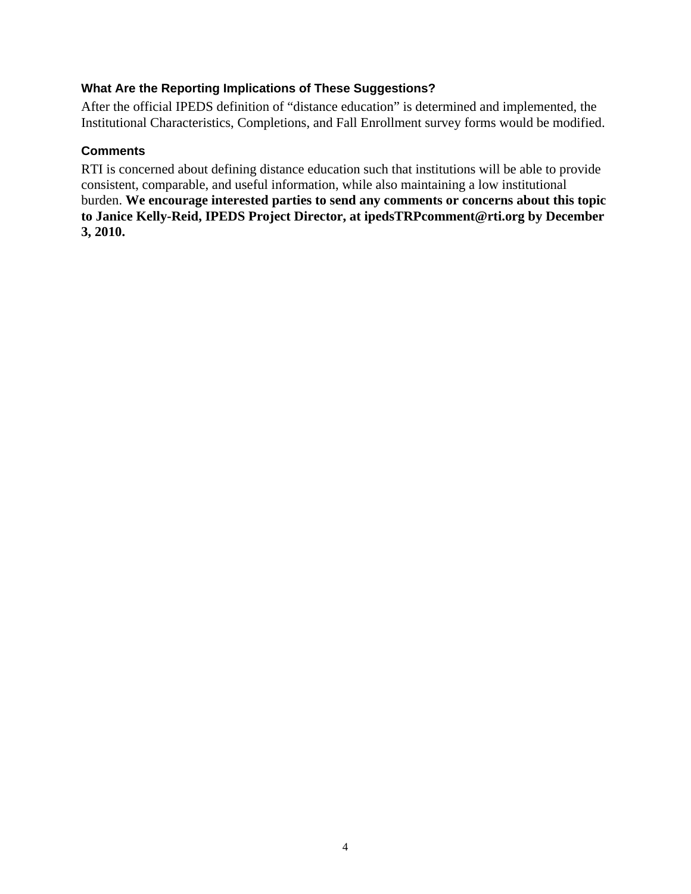### What Are the Reporting Implications of These Suggestions?

After the official IPEDS definition of "distance education" is determined and implemented, the Institutional Characteristics, Completions, and Fall Enrollment survey forms would be modified.

### Comments

RTI is concerned about defining distance education such that institutions will be able to provide consistent, comparable, and useful information, while also maintaining a low institutional burden. **We encourage interested parties to send any comments or concerns about this topic to Janice Kelly-Reid, IPEDS Project Director, at ipedsTRPcomment@rti.org by December 3, 2010.**